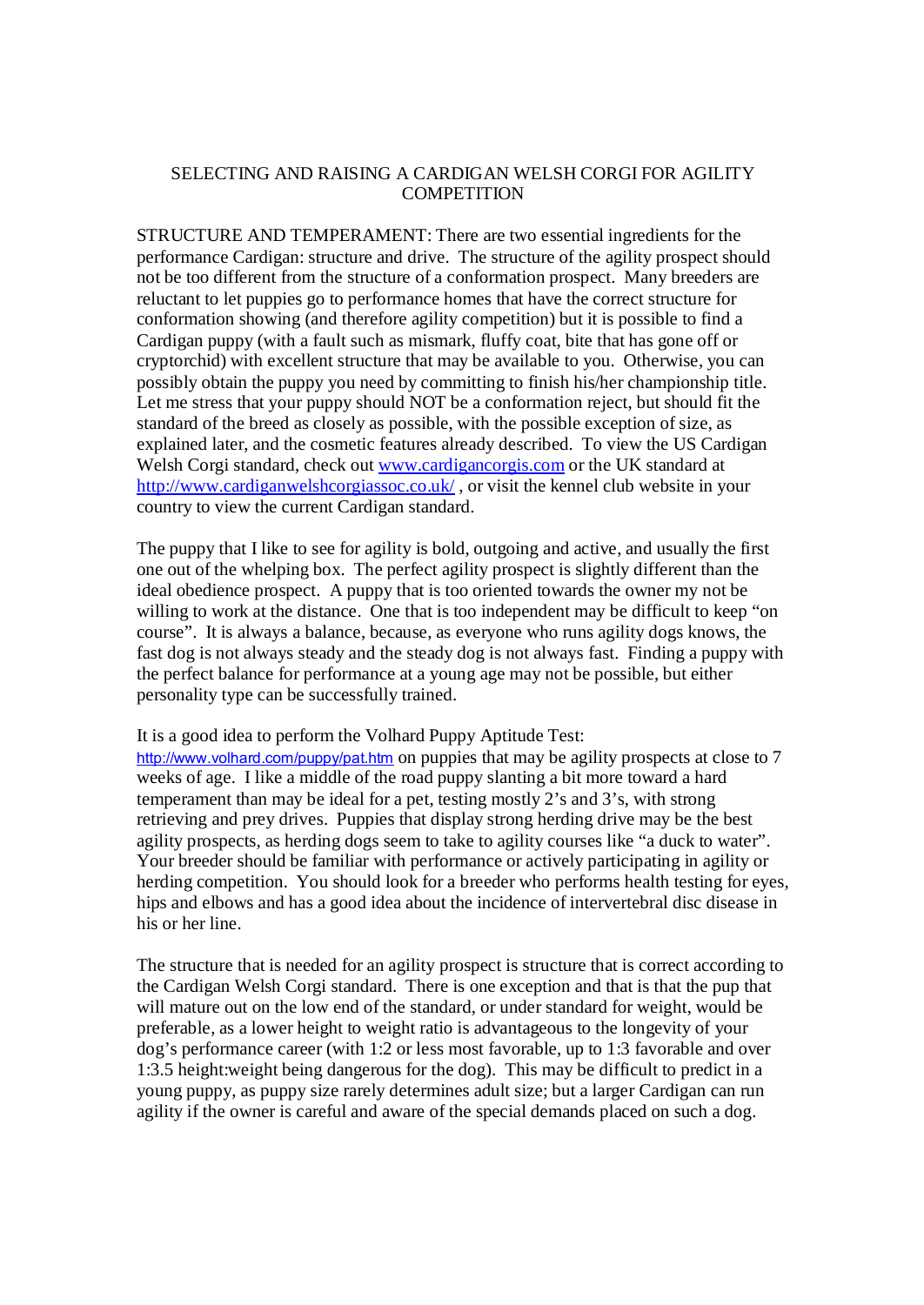# SELECTING AND RAISING A CARDIGAN WELSH CORGI FOR AGILITY COMPETITION

STRUCTURE AND TEMPERAMENT: There are two essential ingredients for the performance Cardigan: structure and drive. The structure of the agility prospect should not be too different from the structure of a conformation prospect. Many breeders are reluctant to let puppies go to performance homes that have the correct structure for conformation showing (and therefore agility competition) but it is possible to find a Cardigan puppy (with a fault such as mismark, fluffy coat, bite that has gone off or cryptorchid) with excellent structure that may be available to you. Otherwise, you can possibly obtain the puppy you need by committing to finish his/her championship title. Let me stress that your puppy should NOT be a conformation reject, but should fit the standard of the breed as closely as possible, with the possible exception of size, as explained later, and the cosmetic features already described. To view the US Cardigan Welsh Corgi standard, check out [www.cardigancorgis.com](http://www.cardigancorgis.com) or the UK standard at [http://www.cardiganwelshcorgiassoc.co.uk/](http://www.cardiganwelshcorgiassoc.co.uk/) , or visit the kennel club website in your country to view the current Cardigan standard.

The puppy that I like to see for agility is bold, outgoing and active, and usually the first one out of the whelping box. The perfect agility prospect is slightly different than the ideal obedience prospect. A puppy that is too oriented towards the owner my not be willing to work at the distance. One that is too independent may be difficult to keep "on course". It is always a balance, because, as everyone who runs agility dogs knows, the fast dog is not always steady and the steady dog is not always fast. Finding a puppy with the perfect balance for performance at a young age may not be possible, but either personality type can be successfully trained.

It is a good idea to perform the Volhard Puppy Aptitude Test: [http://www.volhard.com/puppy/pat.htm](http://www.volhard.com/puppy/pat.htm) on puppies that may be agility prospects at close to 7 weeks of age. I like a middle of the road puppy slanting a bit more toward a hard temperament than may be ideal for a pet, testing mostly 2's and 3's, with strong retrieving and prey drives. Puppies that display strong herding drive may be the best agility prospects, as herding dogs seem to take to agility courses like "a duck to water". Your breeder should be familiar with performance or actively participating in agility or herding competition. You should look for a breeder who performs health testing for eyes, hips and elbows and has a good idea about the incidence of intervertebral disc disease in his or her line.

The structure that is needed for an agility prospect is structure that is correct according to the Cardigan Welsh Corgi standard. There is one exception and that is that the pup that will mature out on the low end of the standard, or under standard for weight, would be preferable, as a lower height to weight ratio is advantageous to the longevity of your dog's performance career (with 1:2 or less most favorable, up to 1:3 favorable and over 1:3.5 height:weight being dangerous for the dog). This may be difficult to predict in a young puppy, as puppy size rarely determines adult size; but a larger Cardigan can run agility if the owner is careful and aware of the special demands placed on such a dog.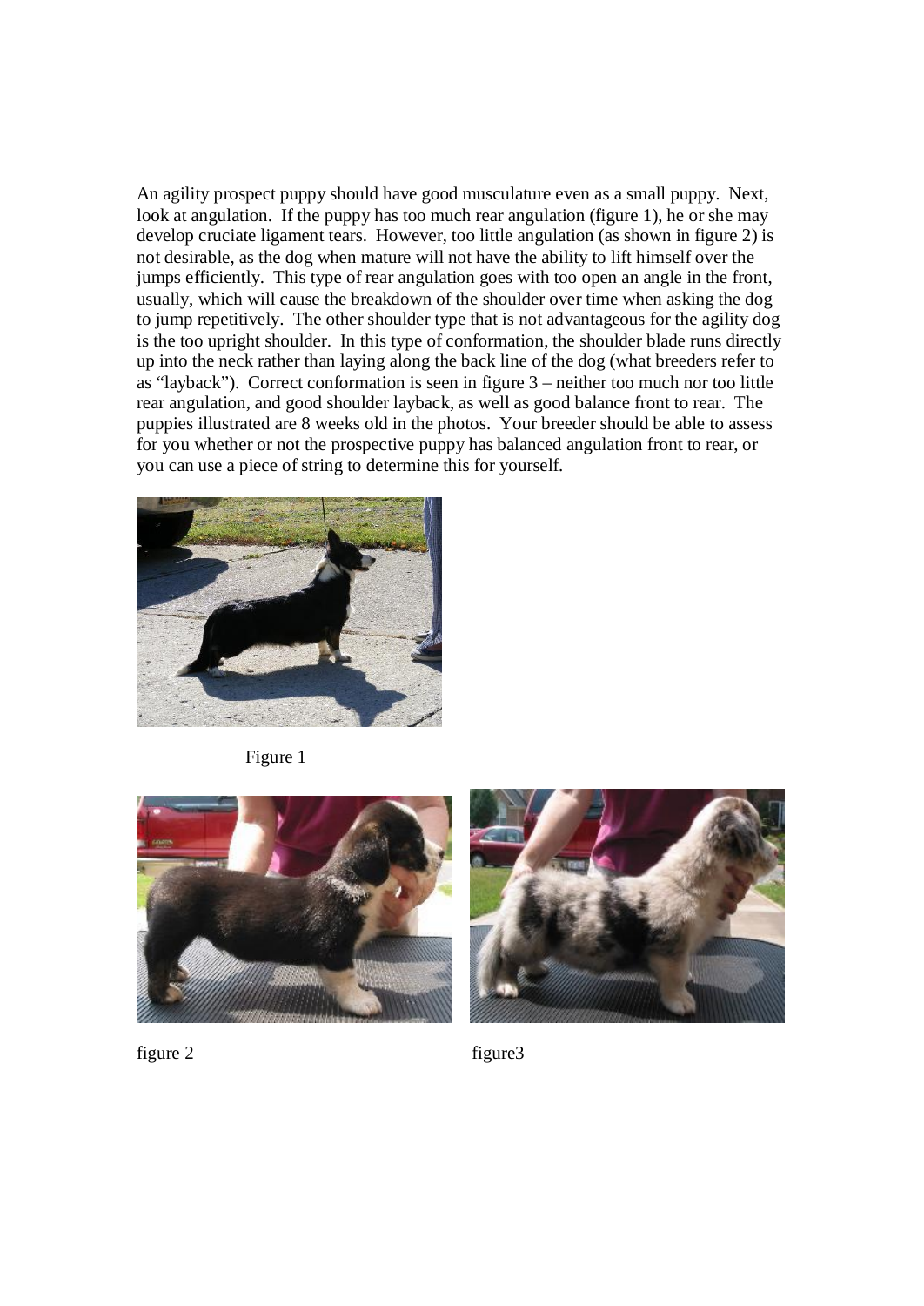An agility prospect puppy should have good musculature even as a small puppy. Next, look at angulation. If the puppy has too much rear angulation (figure 1), he or she may develop cruciate ligament tears. However, too little angulation (as shown in figure 2) is not desirable, as the dog when mature will not have the ability to lift himself over the jumps efficiently. This type of rear angulation goes with too open an angle in the front, usually, which will cause the breakdown of the shoulder over time when asking the dog to jump repetitively. The other shoulder type that is not advantageous for the agility dog is the too upright shoulder. In this type of conformation, the shoulder blade runs directly up into the neck rather than laying along the back line of the dog (what breeders refer to as "layback"). Correct conformation is seen in figure 3 – neither too much nor too little rear angulation, and good shoulder layback, as well as good balance front to rear. The puppies illustrated are 8 weeks old in the photos. Your breeder should be able to assess for you whether or not the prospective puppy has balanced angulation front to rear, or you can use a piece of string to determine this for yourself.

Figure 1

figure 2

figure3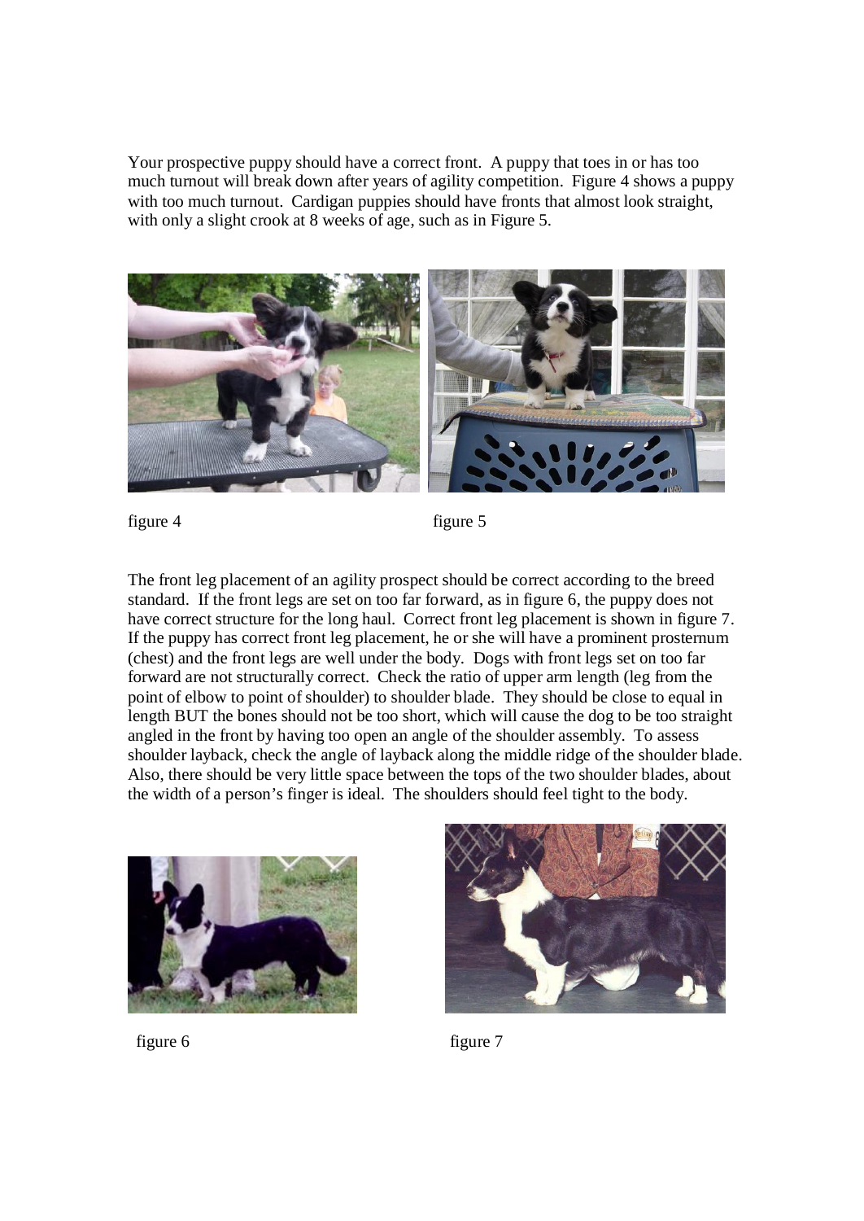Your prospective puppy should have a correct front. A puppy that toes in or has too much turnout will break down after years of agility competition. Figure 4 shows a puppy with too much turnout. Cardigan puppies should have fronts that almost look straight, with only a slight crook at 8 weeks of age, such as in Figure 5.

figure 4

figure 5

The front leg placement of an agility prospect should be correct according to the breed standard. If the front legs are set on too far forward, as in figure 6, the puppy does not have correct structure for the long haul. Correct front leg placement is shown in figure 7. If the puppy has correct front leg placement, he or she will have a prominent prosternum (chest) and the front legs are well under the body. Dogs with front legs set on too far forward are not structurally correct. Check the ratio of upper arm length (leg from the point of elbow to point of shoulder) to shoulder blade. They should be close to equal in length BUT the bones should not be too short, which will cause the dog to be too straight angled in the front by having too open an angle of the shoulder assembly. To assess shoulder layback, check the angle of layback along the middle ridge of the shoulder blade. Also, there should be very little space between the tops of the two shoulder blades, about the width of a person's finger is ideal. The shoulders should feel tight to the body.

figure 6

figure 7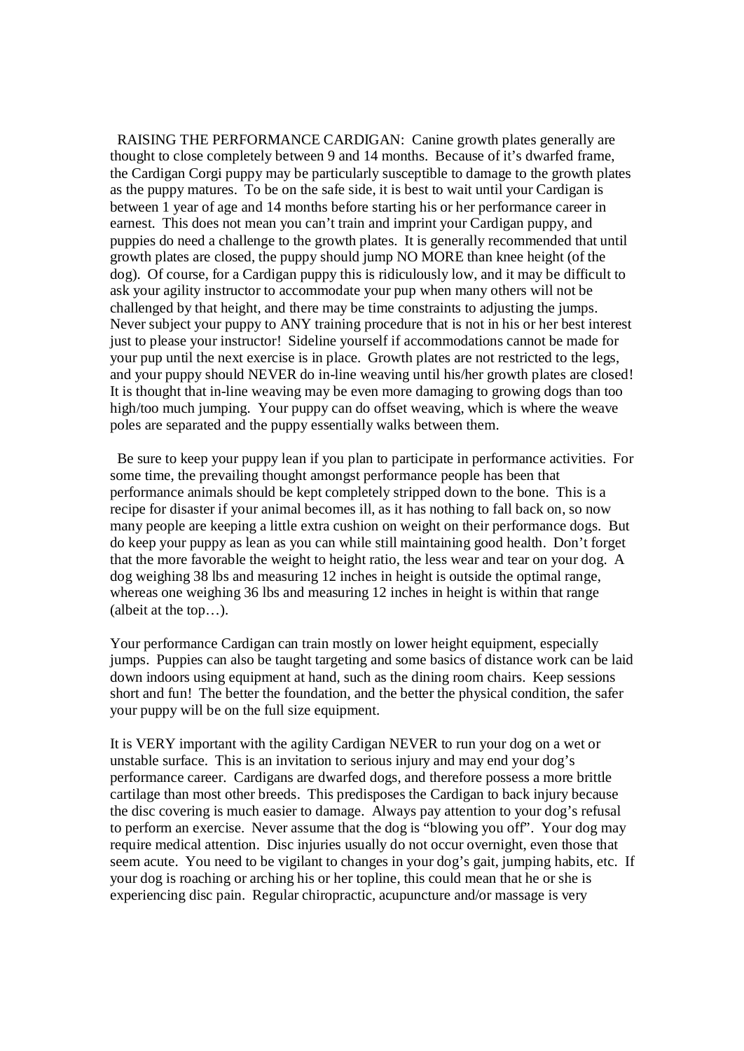RAISING THE PERFORMANCE CARDIGAN: Canine growth plates generally are thought to close completely between 9 and 14 months. Because of it's dwarfed frame, the Cardigan Corgi puppy may be particularly susceptible to damage to the growth plates as the puppy matures. To be on the safe side, it is best to wait until your Cardigan is between 1 year of age and 14 months before starting his or her performance career in earnest. This does not mean you can't train and imprint your Cardigan puppy, and puppies do need a challenge to the growth plates. It is generally recommended that until growth plates are closed, the puppy should jump NO MORE than knee height (of the dog). Of course, for a Cardigan puppy this is ridiculously low, and it may be difficult to ask your agility instructor to accommodate your pup when many others will not be challenged by that height, and there may be time constraints to adjusting the jumps. Never subject your puppy to ANY training procedure that is not in his or her best interest just to please your instructor! Sideline yourself if accommodations cannot be made for your pup until the next exercise is in place. Growth plates are not restricted to the legs, and your puppy should NEVER do in-line weaving until his/her growth plates are closed! It is thought that in-line weaving may be even more damaging to growing dogs than too high/too much jumping. Your puppy can do offset weaving, which is where the weave poles are separated and the puppy essentially walks between them.

Be sure to keep your puppy lean if you plan to participate in performance activities. For some time, the prevailing thought amongst performance people has been that performance animals should be kept completely stripped down to the bone. This is a recipe for disaster if your animal becomes ill, as it has nothing to fall back on, so now many people are keeping a little extra cushion on weight on their performance dogs. But do keep your puppy as lean as you can while still maintaining good health. Don't forget that the more favorable the weight to height ratio, the less wear and tear on your dog. A dog weighing 38 lbs and measuring 12 inches in height is outside the optimal range, whereas one weighing 36 lbs and measuring 12 inches in height is within that range (albeit at the top…).

Your performance Cardigan can train mostly on lower height equipment, especially jumps. Puppies can also be taught targeting and some basics of distance work can be laid down indoors using equipment at hand, such as the dining room chairs. Keep sessions short and fun! The better the foundation, and the better the physical condition, the safer your puppy will be on the full size equipment.

It is VERY important with the agility Cardigan NEVER to run your dog on a wet or unstable surface. This is an invitation to serious injury and may end your dog's performance career. Cardigans are dwarfed dogs, and therefore possess a more brittle cartilage than most other breeds. This predisposes the Cardigan to back injury because the disc covering is much easier to damage. Always pay attention to your dog's refusal to perform an exercise. Never assume that the dog is "blowing you off". Your dog may require medical attention. Disc injuries usually do not occur overnight, even those that seem acute. You need to be vigilant to changes in your dog's gait, jumping habits, etc. If your dog is roaching or arching his or her topline, this could mean that he or she is experiencing disc pain. Regular chiropractic, acupuncture and/or massage is very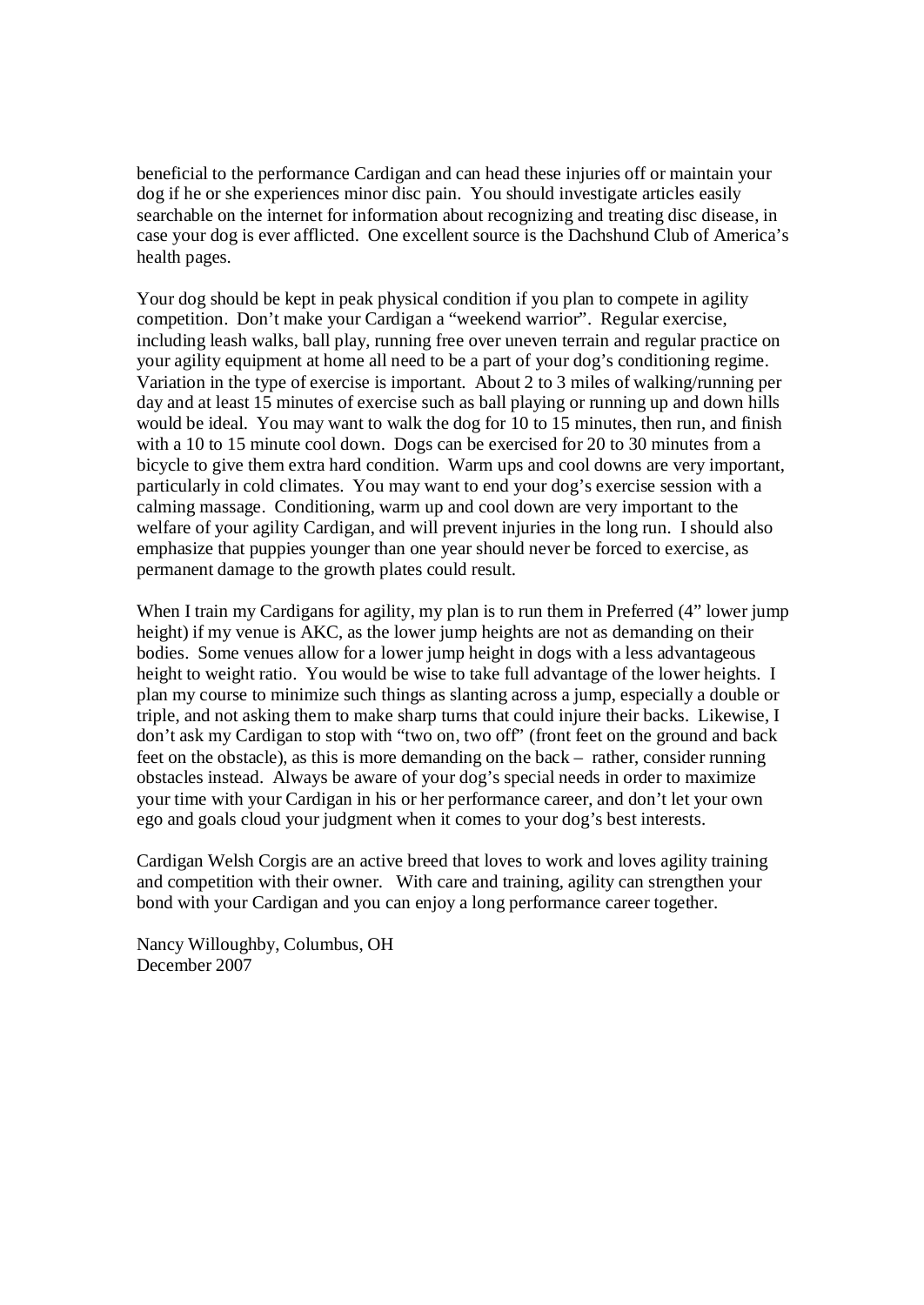beneficial to the performance Cardigan and can head these injuries off or maintain your dog if he or she experiences minor disc pain. You should investigate articles easily searchable on the internet for information about recognizing and treating disc disease, in case your dog is ever afflicted. One excellent source is the Dachshund Club of America's health pages.

Your dog should be kept in peak physical condition if you plan to compete in agility competition. Don't make your Cardigan a "weekend warrior". Regular exercise, including leash walks, ball play, running free over uneven terrain and regular practice on your agility equipment at home all need to be a part of your dog's conditioning regime. Variation in the type of exercise is important. About 2 to 3 miles of walking/running per day and at least 15 minutes of exercise such as ball playing or running up and down hills would be ideal. You may want to walk the dog for 10 to 15 minutes, then run, and finish with a 10 to 15 minute cool down. Dogs can be exercised for 20 to 30 minutes from a bicycle to give them extra hard condition. Warm ups and cool downs are very important, particularly in cold climates. You may want to end your dog's exercise session with a calming massage. Conditioning, warm up and cool down are very important to the welfare of your agility Cardigan, and will prevent injuries in the long run. I should also emphasize that puppies younger than one year should never be forced to exercise, as permanent damage to the growth plates could result.

When I train my Cardigans for agility, my plan is to run them in Preferred (4" lower jump height) if my venue is AKC, as the lower jump heights are not as demanding on their bodies. Some venues allow for a lower jump height in dogs with a less advantageous height to weight ratio. You would be wise to take full advantage of the lower heights. I plan my course to minimize such things as slanting across a jump, especially a double or triple, and not asking them to make sharp turns that could injure their backs. Likewise, I don't ask my Cardigan to stop with "two on, two off" (front feet on the ground and back feet on the obstacle), as this is more demanding on the back – rather, consider running obstacles instead. Always be aware of your dog's special needs in order to maximize your time with your Cardigan in his or her performance career, and don't let your own ego and goals cloud your judgment when it comes to your dog's best interests.

Cardigan Welsh Corgis are an active breed that loves to work and loves agility training and competition with their owner. With care and training, agility can strengthen your bond with your Cardigan and you can enjoy a long performance career together.

Nancy Willoughby, Columbus, OH
December 2007